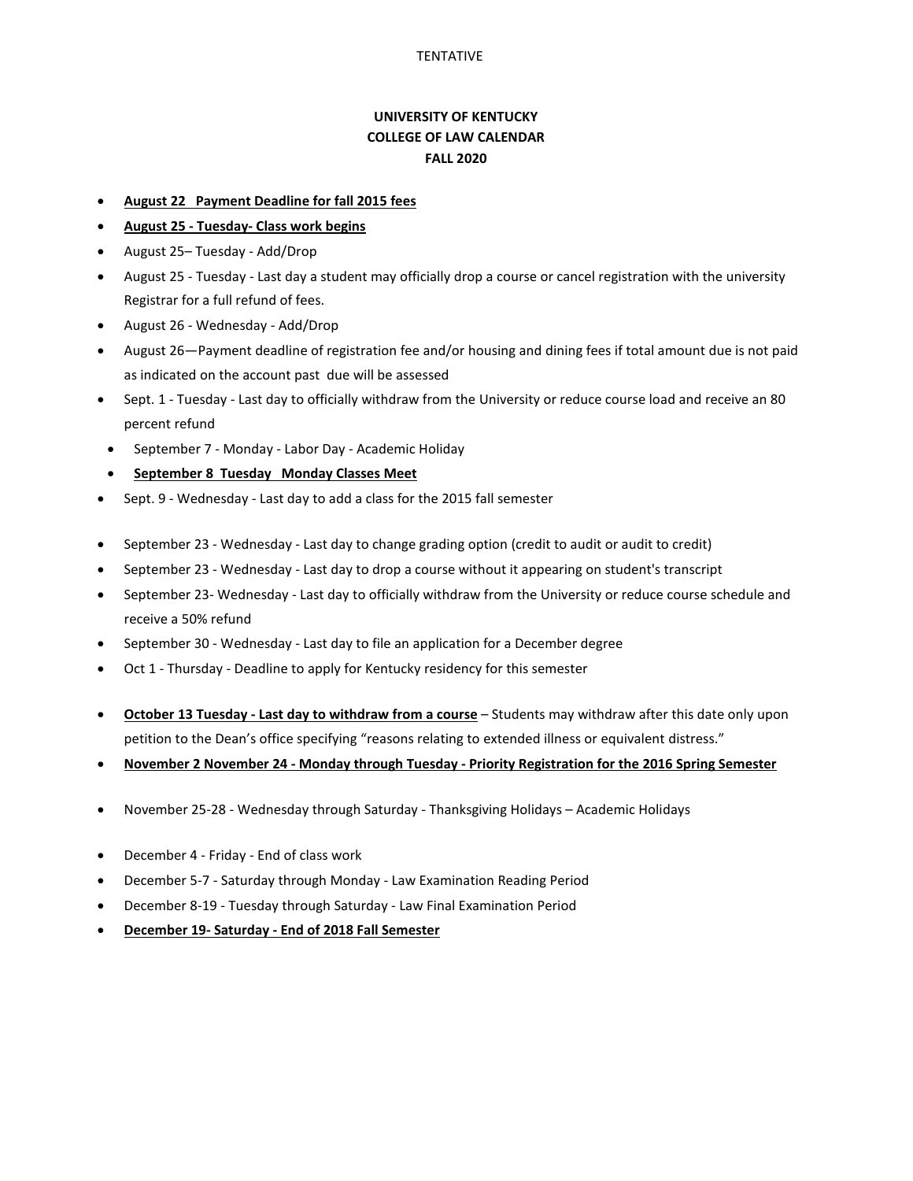TENTATIVE

# UNIVERSITY OF KENTUCKY
# COLLEGE OF LAW CALENDAR
# FALL 2020

- **August 22 Payment Deadline for fall 2015 fees**
- **August 25 - Tuesday- Class work begins**
- August 25– Tuesday - Add/Drop
- August 25 - Tuesday - Last day a student may officially drop a course or cancel registration with the university Registrar for a full refund of fees.
- August 26 - Wednesday - Add/Drop
- August 26—Payment deadline of registration fee and/or housing and dining fees if total amount due is not paid as indicated on the account past due will be assessed
- Sept. 1 - Tuesday - Last day to officially withdraw from the University or reduce course load and receive an 80 percent refund
- September 7 - Monday - Labor Day - Academic Holiday
- **September 8 Tuesday Monday Classes Meet**
- Sept. 9 - Wednesday - Last day to add a class for the 2015 fall semester
- September 23 - Wednesday - Last day to change grading option (credit to audit or audit to credit)
- September 23 - Wednesday - Last day to drop a course without it appearing on student's transcript
- September 23- Wednesday - Last day to officially withdraw from the University or reduce course schedule and receive a 50% refund
- September 30 - Wednesday - Last day to file an application for a December degree
- Oct 1 - Thursday - Deadline to apply for Kentucky residency for this semester
- **October 13 Tuesday - Last day to withdraw from a course** – Students may withdraw after this date only upon petition to the Dean's office specifying "reasons relating to extended illness or equivalent distress."
- **November 2 November 24 - Monday through Tuesday - Priority Registration for the 2016 Spring Semester**
- November 25-28 - Wednesday through Saturday - Thanksgiving Holidays – Academic Holidays
- December 4 - Friday - End of class work
- December 5-7 - Saturday through Monday - Law Examination Reading Period
- December 8-19 - Tuesday through Saturday - Law Final Examination Period
- **December 19- Saturday - End of 2018 Fall Semester**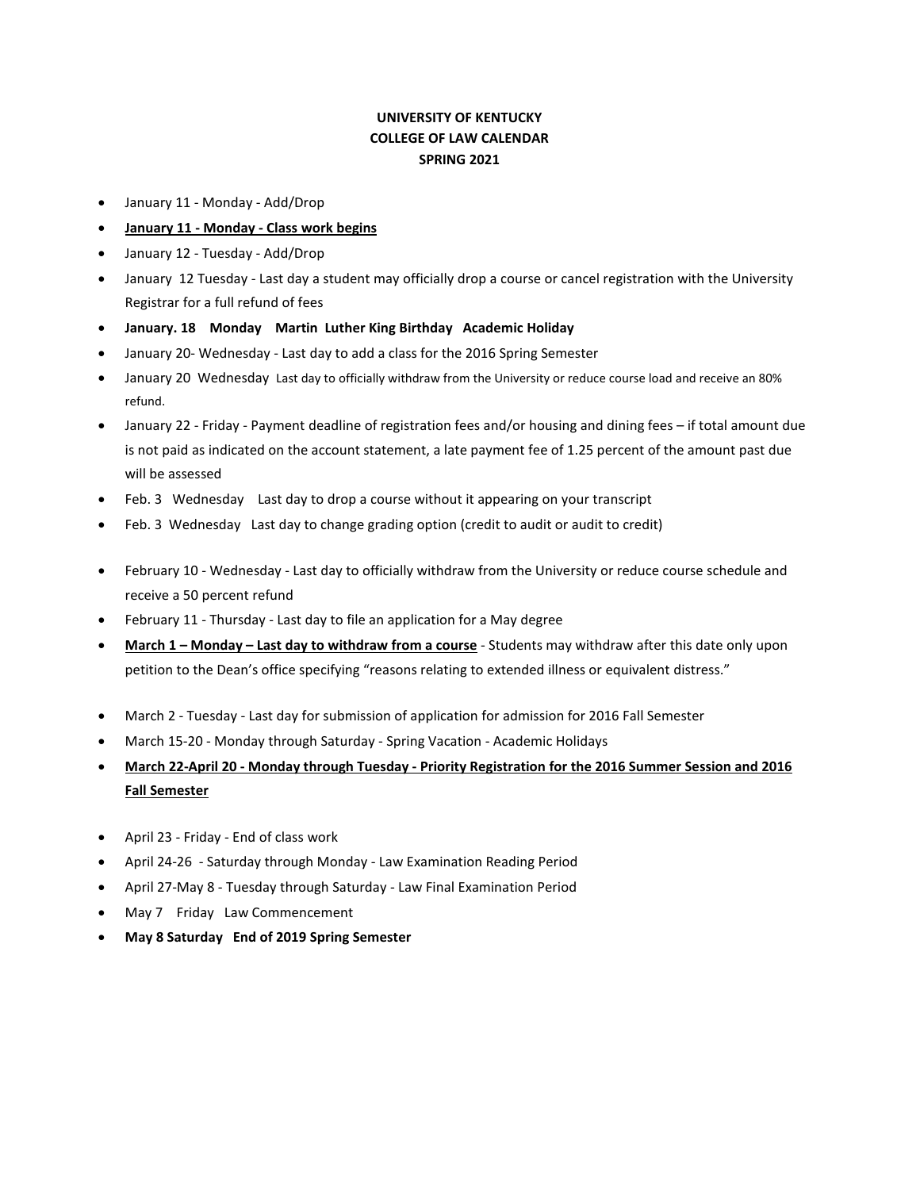**UNIVERSITY OF KENTUCKY**
**COLLEGE OF LAW CALENDAR**
**SPRING 2021**

- January 11 - Monday - Add/Drop
- **<u>January 11 - Monday - Class work begins</u>**
- January 12 - Tuesday - Add/Drop
- January 12 Tuesday - Last day a student may officially drop a course or cancel registration with the University Registrar for a full refund of fees
- **January. 18 Monday Martin Luther King Birthday Academic Holiday**
- January 20- Wednesday - Last day to add a class for the 2016 Spring Semester
- January 20 Wednesday Last day to officially withdraw from the University or reduce course load and receive an 80% refund.
- January 22 - Friday - Payment deadline of registration fees and/or housing and dining fees – if total amount due is not paid as indicated on the account statement, a late payment fee of 1.25 percent of the amount past due will be assessed
- Feb. 3 Wednesday Last day to drop a course without it appearing on your transcript
- Feb. 3 Wednesday Last day to change grading option (credit to audit or audit to credit)
- February 10 - Wednesday - Last day to officially withdraw from the University or reduce course schedule and receive a 50 percent refund
- February 11 - Thursday - Last day to file an application for a May degree
- **<u>March 1 – Monday – Last day to withdraw from a course</u>** - Students may withdraw after this date only upon petition to the Dean's office specifying "reasons relating to extended illness or equivalent distress."
- March 2 - Tuesday - Last day for submission of application for admission for 2016 Fall Semester
- March 15-20 - Monday through Saturday - Spring Vacation - Academic Holidays
- **<u>March 22-April 20 - Monday through Tuesday - Priority Registration for the 2016 Summer Session and 2016 Fall Semester</u>**
- April 23 - Friday - End of class work
- April 24-26 - Saturday through Monday - Law Examination Reading Period
- April 27-May 8 - Tuesday through Saturday - Law Final Examination Period
- May 7 Friday Law Commencement
- **May 8 Saturday End of 2019 Spring Semester**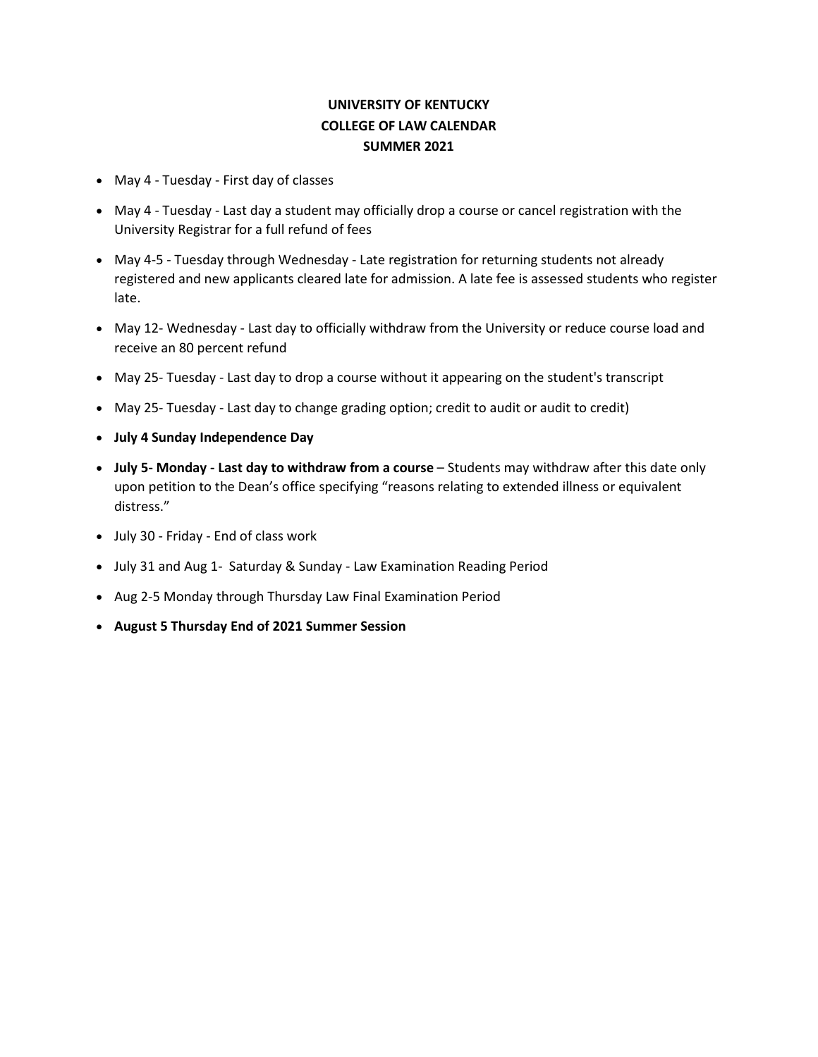**UNIVERSITY OF KENTUCKY**
**COLLEGE OF LAW CALENDAR**
**SUMMER 2021**

- May 4 - Tuesday - First day of classes
- May 4 - Tuesday - Last day a student may officially drop a course or cancel registration with the University Registrar for a full refund of fees
- May 4-5 - Tuesday through Wednesday - Late registration for returning students not already registered and new applicants cleared late for admission. A late fee is assessed students who register late.
- May 12- Wednesday - Last day to officially withdraw from the University or reduce course load and receive an 80 percent refund
- May 25- Tuesday - Last day to drop a course without it appearing on the student's transcript
- May 25- Tuesday - Last day to change grading option; credit to audit or audit to credit)
- **July 4 Sunday Independence Day**
- **July 5- Monday - Last day to withdraw from a course** – Students may withdraw after this date only upon petition to the Dean's office specifying "reasons relating to extended illness or equivalent distress."
- July 30 - Friday - End of class work
- July 31 and Aug 1- Saturday & Sunday - Law Examination Reading Period
- Aug 2-5 Monday through Thursday Law Final Examination Period
- **August 5 Thursday End of 2021 Summer Session**